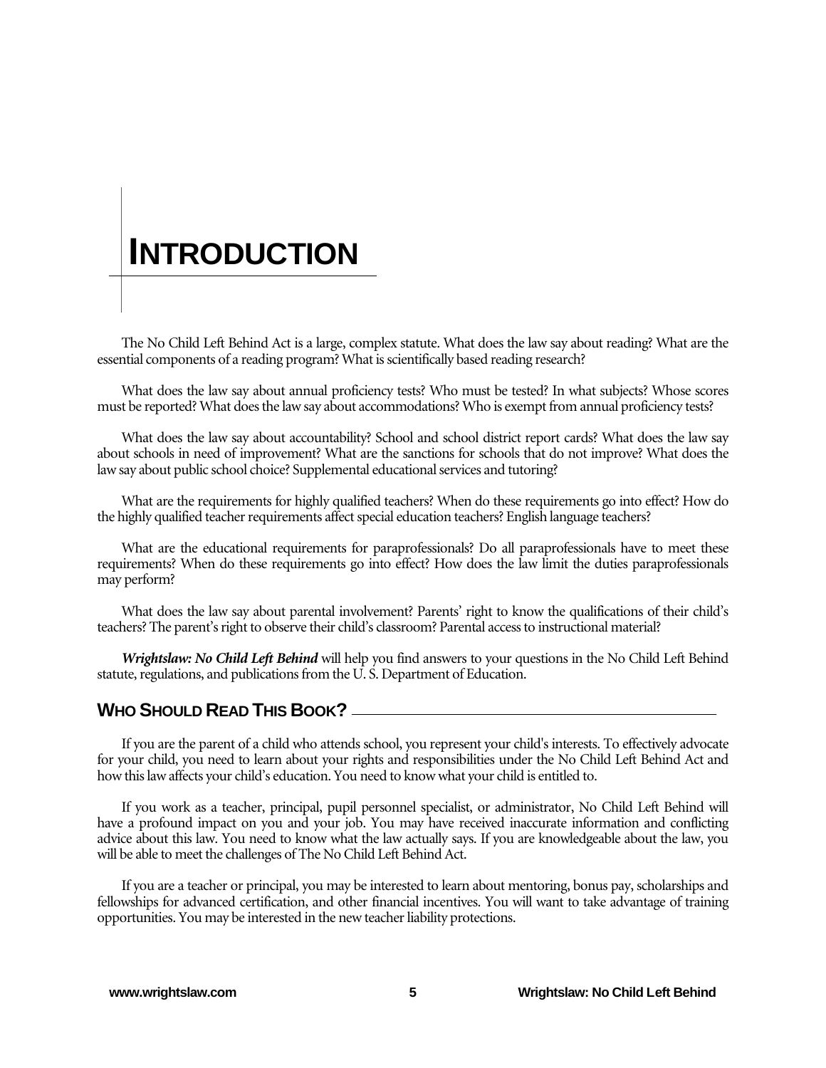# INTRODUCTION

The No Child Left Behind Act is a large, complex statute. What does the law say about reading? What are the essential components of a reading program? What is scientifically based reading research?

What does the law say about annual proficiency tests? Who must be tested? In what subjects? Whose scores must be reported? What does the law say about accommodations? Who is exempt from annual proficiency tests?

What does the law say about accountability? School and school district report cards? What does the law say about schools in need of improvement? What are the sanctions for schools that do not improve? What does the law say about public school choice? Supplemental educational services and tutoring?

What are the requirements for highly qualified teachers? When do these requirements go into effect? How do the highly qualified teacher requirements affect special education teachers? English language teachers?

What are the educational requirements for paraprofessionals? Do all paraprofessionals have to meet these requirements? When do these requirements go into effect? How does the law limit the duties paraprofessionals may perform?

What does the law say about parental involvement? Parents' right to know the qualifications of their child's teachers? The parent's right to observe their child's classroom? Parental access to instructional material?

***Wrightslaw: No Child Left Behind*** will help you find answers to your questions in the No Child Left Behind statute, regulations, and publications from the U. S. Department of Education.

## WHO SHOULD READ THIS BOOK?

If you are the parent of a child who attends school, you represent your child's interests. To effectively advocate for your child, you need to learn about your rights and responsibilities under the No Child Left Behind Act and how this law affects your child's education. You need to know what your child is entitled to.

If you work as a teacher, principal, pupil personnel specialist, or administrator, No Child Left Behind will have a profound impact on you and your job. You may have received inaccurate information and conflicting advice about this law. You need to know what the law actually says. If you are knowledgeable about the law, you will be able to meet the challenges of The No Child Left Behind Act.

If you are a teacher or principal, you may be interested to learn about mentoring, bonus pay, scholarships and fellowships for advanced certification, and other financial incentives. You will want to take advantage of training opportunities. You may be interested in the new teacher liability protections.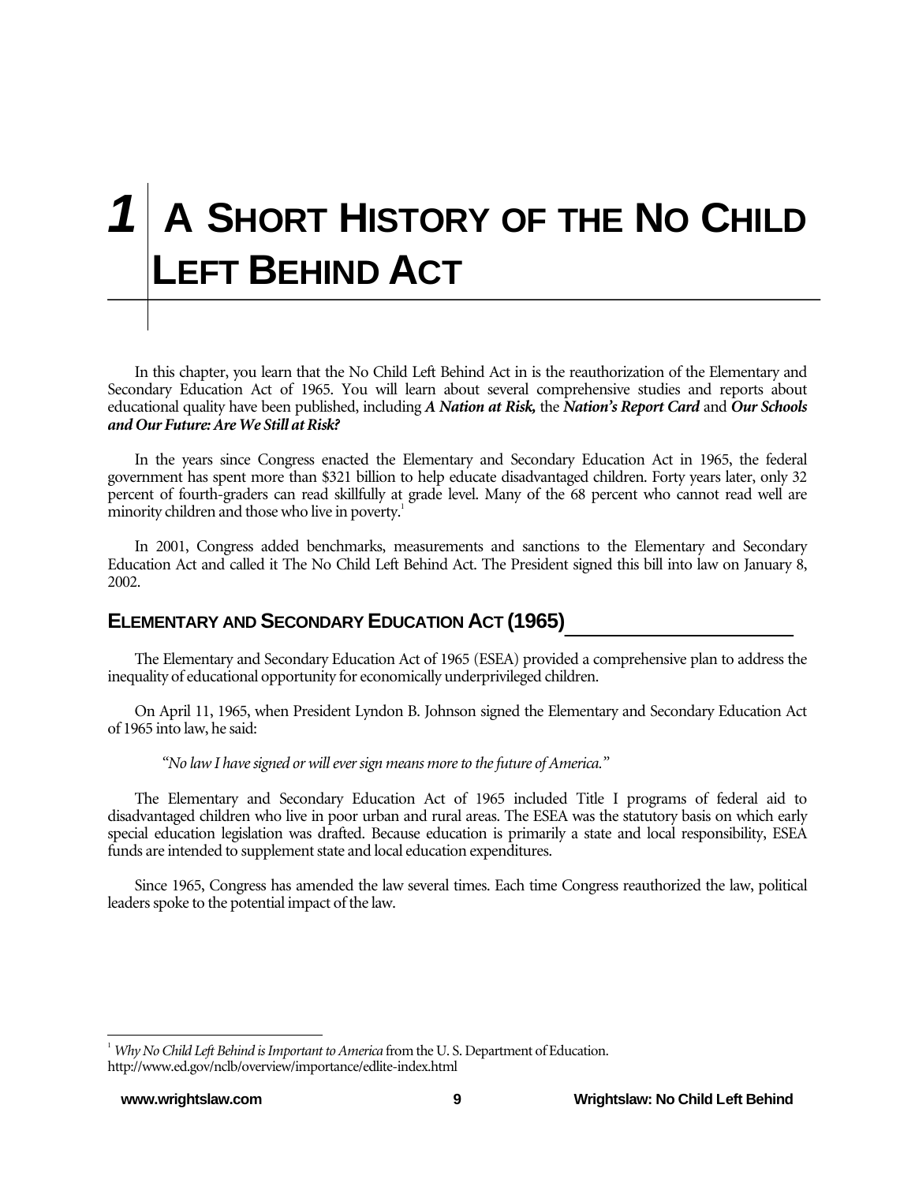# 1 A Short History of the No Child Left Behind Act

In this chapter, you learn that the No Child Left Behind Act in is the reauthorization of the Elementary and Secondary Education Act of 1965. You will learn about several comprehensive studies and reports about educational quality have been published, including ***A Nation at Risk,*** the ***Nation's Report Card*** and ***Our Schools and Our Future: Are We Still at Risk?***

In the years since Congress enacted the Elementary and Secondary Education Act in 1965, the federal government has spent more than $321 billion to help educate disadvantaged children. Forty years later, only 32 percent of fourth-graders can read skillfully at grade level. Many of the 68 percent who cannot read well are minority children and those who live in poverty.[1]

In 2001, Congress added benchmarks, measurements and sanctions to the Elementary and Secondary Education Act and called it The No Child Left Behind Act. The President signed this bill into law on January 8, 2002.

## Elementary and Secondary Education Act (1965)

The Elementary and Secondary Education Act of 1965 (ESEA) provided a comprehensive plan to address the inequality of educational opportunity for economically underprivileged children.

On April 11, 1965, when President Lyndon B. Johnson signed the Elementary and Secondary Education Act of 1965 into law, he said:

> *"No law I have signed or will ever sign means more to the future of America."*

The Elementary and Secondary Education Act of 1965 included Title I programs of federal aid to disadvantaged children who live in poor urban and rural areas. The ESEA was the statutory basis on which early special education legislation was drafted. Because education is primarily a state and local responsibility, ESEA funds are intended to supplement state and local education expenditures.

Since 1965, Congress has amended the law several times. Each time Congress reauthorized the law, political leaders spoke to the potential impact of the law.

---

[1] *Why No Child Left Behind is Important to America* from the U. S. Department of Education. http://www.ed.gov/nclb/overview/importance/edlite-index.html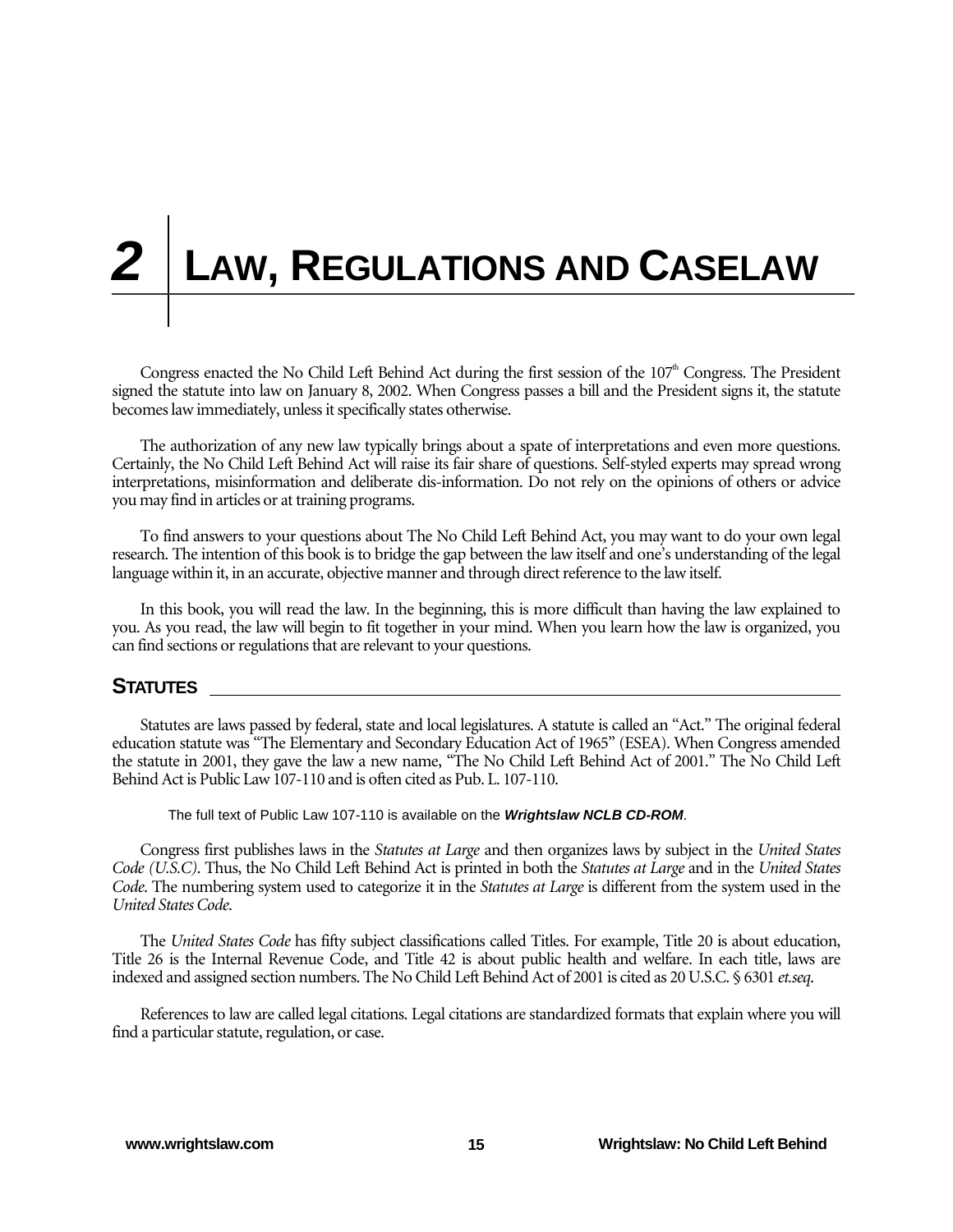# 2 LAW, REGULATIONS AND CASELAW

Congress enacted the No Child Left Behind Act during the first session of the 107th Congress. The President signed the statute into law on January 8, 2002. When Congress passes a bill and the President signs it, the statute becomes law immediately, unless it specifically states otherwise.

The authorization of any new law typically brings about a spate of interpretations and even more questions. Certainly, the No Child Left Behind Act will raise its fair share of questions. Self-styled experts may spread wrong interpretations, misinformation and deliberate dis-information. Do not rely on the opinions of others or advice you may find in articles or at training programs.

To find answers to your questions about The No Child Left Behind Act, you may want to do your own legal research. The intention of this book is to bridge the gap between the law itself and one's understanding of the legal language within it, in an accurate, objective manner and through direct reference to the law itself.

In this book, you will read the law. In the beginning, this is more difficult than having the law explained to you. As you read, the law will begin to fit together in your mind. When you learn how the law is organized, you can find sections or regulations that are relevant to your questions.

## STATUTES

Statutes are laws passed by federal, state and local legislatures. A statute is called an "Act." The original federal education statute was "The Elementary and Secondary Education Act of 1965" (ESEA). When Congress amended the statute in 2001, they gave the law a new name, "The No Child Left Behind Act of 2001." The No Child Left Behind Act is Public Law 107-110 and is often cited as Pub. L. 107-110.

The full text of Public Law 107-110 is available on the ***Wrightslaw NCLB CD-ROM***.

Congress first publishes laws in the *Statutes at Large* and then organizes laws by subject in the *United States Code (U.S.C)*. Thus, the No Child Left Behind Act is printed in both the *Statutes at Large* and in the *United States Code*. The numbering system used to categorize it in the *Statutes at Large* is different from the system used in the *United States Code*.

The *United States Code* has fifty subject classifications called Titles. For example, Title 20 is about education, Title 26 is the Internal Revenue Code, and Title 42 is about public health and welfare. In each title, laws are indexed and assigned section numbers. The No Child Left Behind Act of 2001 is cited as 20 U.S.C. § 6301 *et.seq*.

References to law are called legal citations. Legal citations are standardized formats that explain where you will find a particular statute, regulation, or case.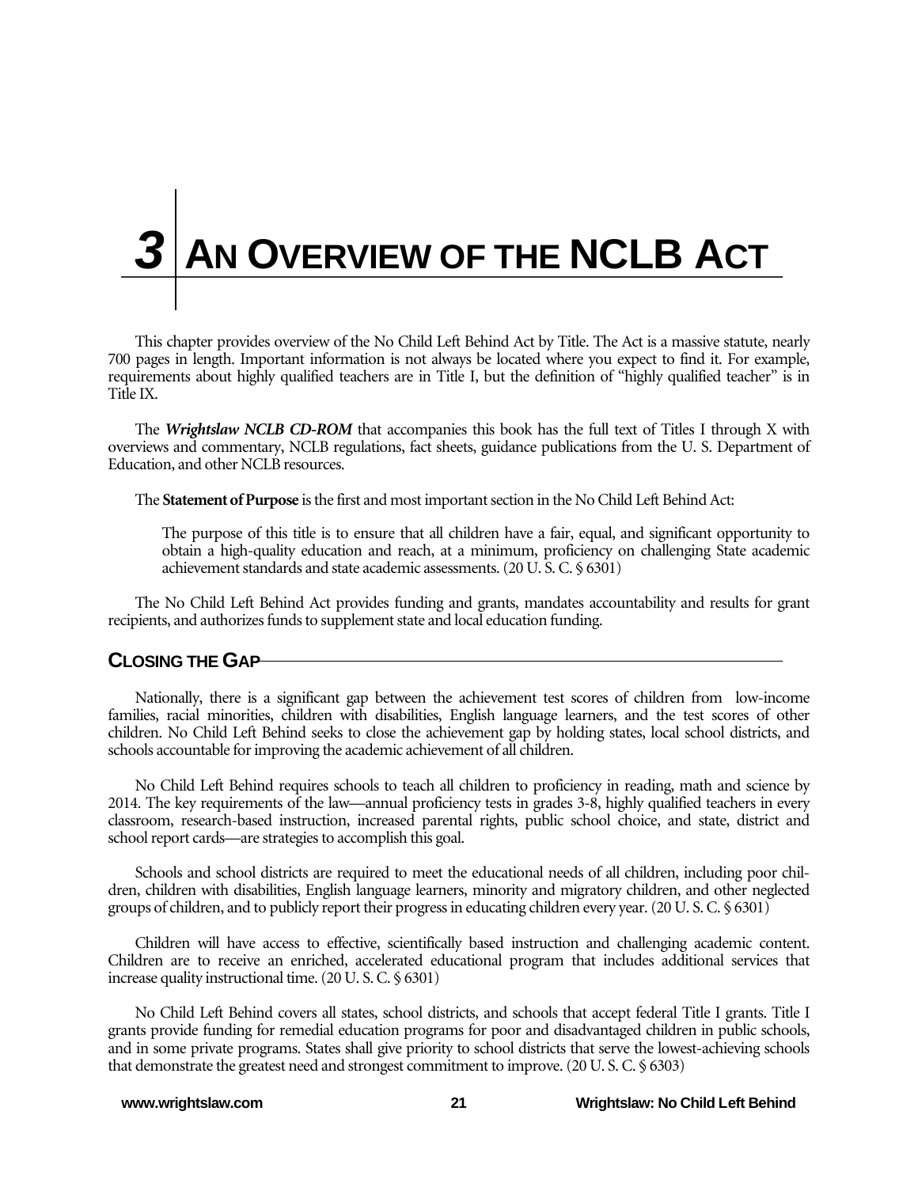# 3 AN OVERVIEW OF THE NCLB ACT

This chapter provides overview of the No Child Left Behind Act by Title. The Act is a massive statute, nearly 700 pages in length. Important information is not always be located where you expect to find it. For example, requirements about highly qualified teachers are in Title I, but the definition of "highly qualified teacher" is in Title IX.

The ***Wrightslaw NCLB CD-ROM*** that accompanies this book has the full text of Titles I through X with overviews and commentary, NCLB regulations, fact sheets, guidance publications from the U. S. Department of Education, and other NCLB resources.

The **Statement of Purpose** is the first and most important section in the No Child Left Behind Act:

> The purpose of this title is to ensure that all children have a fair, equal, and significant opportunity to obtain a high-quality education and reach, at a minimum, proficiency on challenging State academic achievement standards and state academic assessments. (20 U. S. C. § 6301)

The No Child Left Behind Act provides funding and grants, mandates accountability and results for grant recipients, and authorizes funds to supplement state and local education funding.

## CLOSING THE GAP

Nationally, there is a significant gap between the achievement test scores of children from low-income families, racial minorities, children with disabilities, English language learners, and the test scores of other children. No Child Left Behind seeks to close the achievement gap by holding states, local school districts, and schools accountable for improving the academic achievement of all children.

No Child Left Behind requires schools to teach all children to proficiency in reading, math and science by 2014. The key requirements of the law—annual proficiency tests in grades 3-8, highly qualified teachers in every classroom, research-based instruction, increased parental rights, public school choice, and state, district and school report cards—are strategies to accomplish this goal.

Schools and school districts are required to meet the educational needs of all children, including poor children, children with disabilities, English language learners, minority and migratory children, and other neglected groups of children, and to publicly report their progress in educating children every year. (20 U. S. C. § 6301)

Children will have access to effective, scientifically based instruction and challenging academic content. Children are to receive an enriched, accelerated educational program that includes additional services that increase quality instructional time. (20 U. S. C. § 6301)

No Child Left Behind covers all states, school districts, and schools that accept federal Title I grants. Title I grants provide funding for remedial education programs for poor and disadvantaged children in public schools, and in some private programs. States shall give priority to school districts that serve the lowest-achieving schools that demonstrate the greatest need and strongest commitment to improve. (20 U. S. C. § 6303)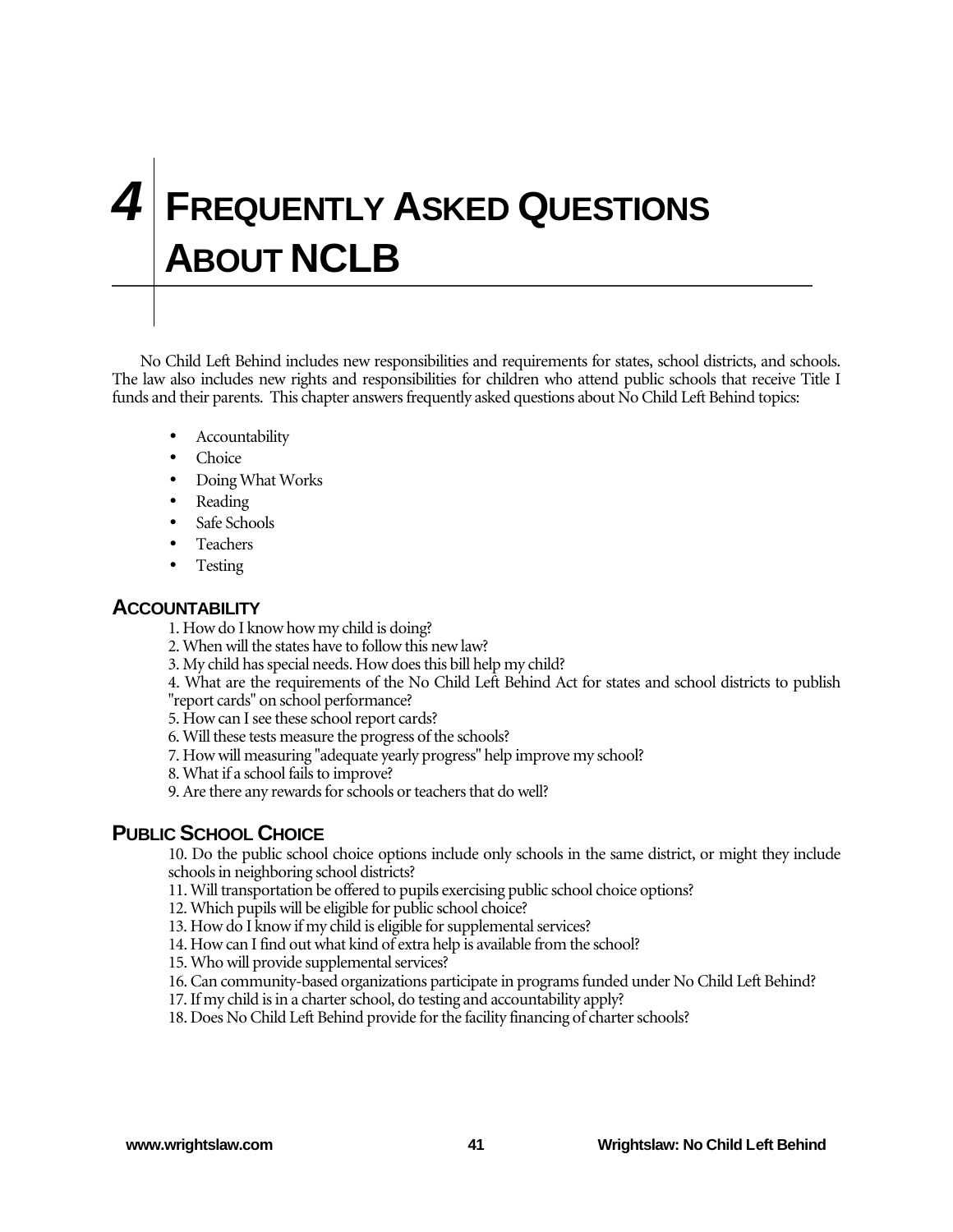# 4 Frequently Asked Questions About NCLB

No Child Left Behind includes new responsibilities and requirements for states, school districts, and schools. The law also includes new rights and responsibilities for children who attend public schools that receive Title I funds and their parents. This chapter answers frequently asked questions about No Child Left Behind topics:

- Accountability
- Choice
- Doing What Works
- Reading
- Safe Schools
- Teachers
- Testing

## Accountability

1. How do I know how my child is doing?
2. When will the states have to follow this new law?
3. My child has special needs. How does this bill help my child?
4. What are the requirements of the No Child Left Behind Act for states and school districts to publish "report cards" on school performance?
5. How can I see these school report cards?
6. Will these tests measure the progress of the schools?
7. How will measuring "adequate yearly progress" help improve my school?
8. What if a school fails to improve?
9. Are there any rewards for schools or teachers that do well?

## Public School Choice

10. Do the public school choice options include only schools in the same district, or might they include schools in neighboring school districts?
11. Will transportation be offered to pupils exercising public school choice options?
12. Which pupils will be eligible for public school choice?
13. How do I know if my child is eligible for supplemental services?
14. How can I find out what kind of extra help is available from the school?
15. Who will provide supplemental services?
16. Can community-based organizations participate in programs funded under No Child Left Behind?
17. If my child is in a charter school, do testing and accountability apply?
18. Does No Child Left Behind provide for the facility financing of charter schools?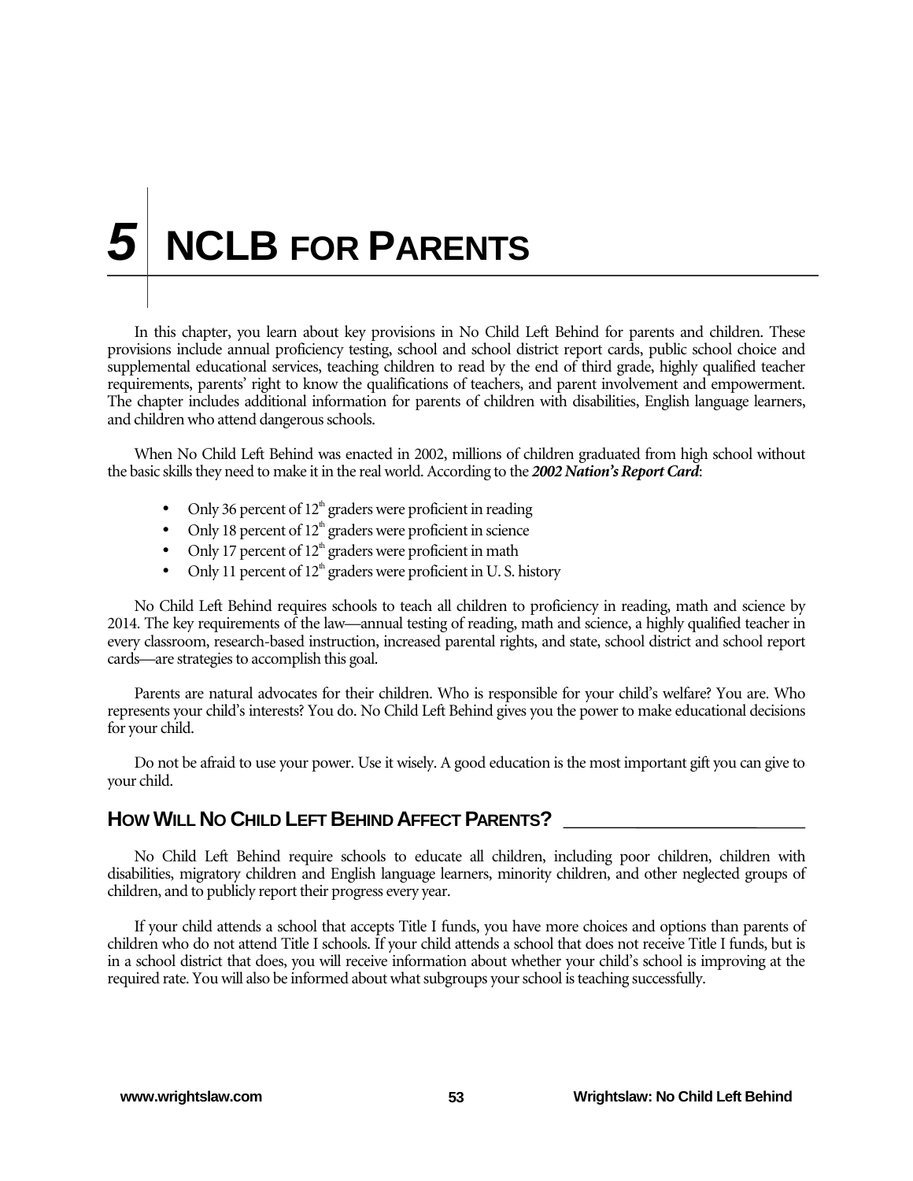# 5 NCLB FOR PARENTS

In this chapter, you learn about key provisions in No Child Left Behind for parents and children. These provisions include annual proficiency testing, school and school district report cards, public school choice and supplemental educational services, teaching children to read by the end of third grade, highly qualified teacher requirements, parents' right to know the qualifications of teachers, and parent involvement and empowerment. The chapter includes additional information for parents of children with disabilities, English language learners, and children who attend dangerous schools.

When No Child Left Behind was enacted in 2002, millions of children graduated from high school without the basic skills they need to make it in the real world. According to the ***2002 Nation's Report Card***:

- Only 36 percent of 12th graders were proficient in reading
- Only 18 percent of 12th graders were proficient in science
- Only 17 percent of 12th graders were proficient in math
- Only 11 percent of 12th graders were proficient in U. S. history

No Child Left Behind requires schools to teach all children to proficiency in reading, math and science by 2014. The key requirements of the law—annual testing of reading, math and science, a highly qualified teacher in every classroom, research-based instruction, increased parental rights, and state, school district and school report cards—are strategies to accomplish this goal.

Parents are natural advocates for their children. Who is responsible for your child's welfare? You are. Who represents your child's interests? You do. No Child Left Behind gives you the power to make educational decisions for your child.

Do not be afraid to use your power. Use it wisely. A good education is the most important gift you can give to your child.

## HOW WILL NO CHILD LEFT BEHIND AFFECT PARENTS?

No Child Left Behind require schools to educate all children, including poor children, children with disabilities, migratory children and English language learners, minority children, and other neglected groups of children, and to publicly report their progress every year.

If your child attends a school that accepts Title I funds, you have more choices and options than parents of children who do not attend Title I schools. If your child attends a school that does not receive Title I funds, but is in a school district that does, you will receive information about whether your child's school is improving at the required rate. You will also be informed about what subgroups your school is teaching successfully.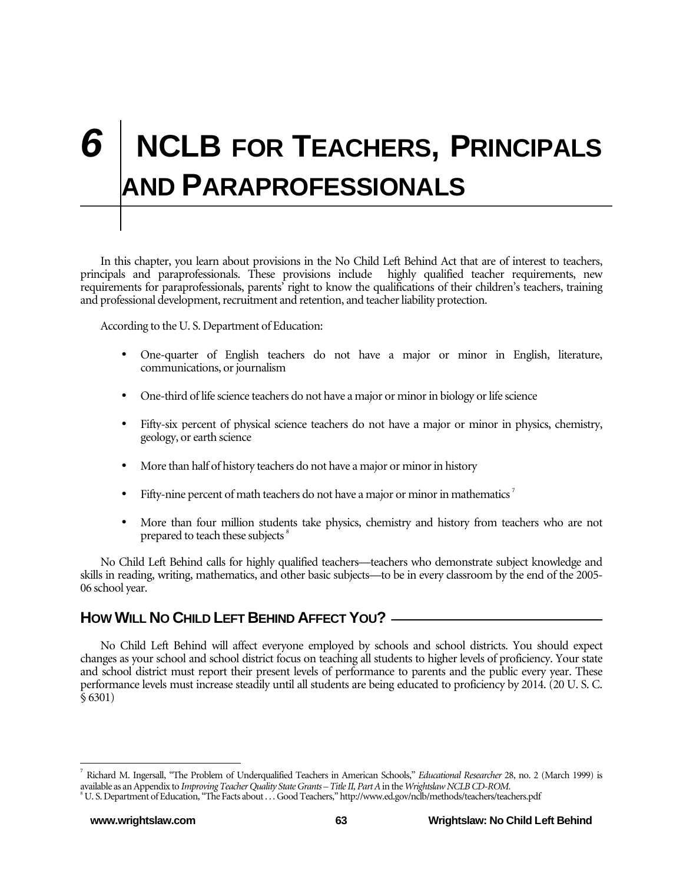# 6 NCLB FOR TEACHERS, PRINCIPALS AND PARAPROFESSIONALS

In this chapter, you learn about provisions in the No Child Left Behind Act that are of interest to teachers, principals and paraprofessionals. These provisions include highly qualified teacher requirements, new requirements for paraprofessionals, parents' right to know the qualifications of their children's teachers, training and professional development, recruitment and retention, and teacher liability protection.

According to the U. S. Department of Education:

- One-quarter of English teachers do not have a major or minor in English, literature, communications, or journalism
- One-third of life science teachers do not have a major or minor in biology or life science
- Fifty-six percent of physical science teachers do not have a major or minor in physics, chemistry, geology, or earth science
- More than half of history teachers do not have a major or minor in history
- Fifty-nine percent of math teachers do not have a major or minor in mathematics [7]
- More than four million students take physics, chemistry and history from teachers who are not prepared to teach these subjects [8]

No Child Left Behind calls for highly qualified teachers—teachers who demonstrate subject knowledge and skills in reading, writing, mathematics, and other basic subjects—to be in every classroom by the end of the 2005-06 school year.

## HOW WILL NO CHILD LEFT BEHIND AFFECT YOU?

No Child Left Behind will affect everyone employed by schools and school districts. You should expect changes as your school and school district focus on teaching all students to higher levels of proficiency. Your state and school district must report their present levels of performance to parents and the public every year. These performance levels must increase steadily until all students are being educated to proficiency by 2014. (20 U. S. C. § 6301)

---

[7] Richard M. Ingersall, "The Problem of Underqualified Teachers in American Schools," *Educational Researcher* 28, no. 2 (March 1999) is available as an Appendix to *Improving Teacher Quality State Grants – Title II, Part A* in the *Wrightslaw NCLB CD-ROM.*

[8] U. S. Department of Education, "The Facts about . . . Good Teachers," http://www.ed.gov/nclb/methods/teachers/teachers.pdf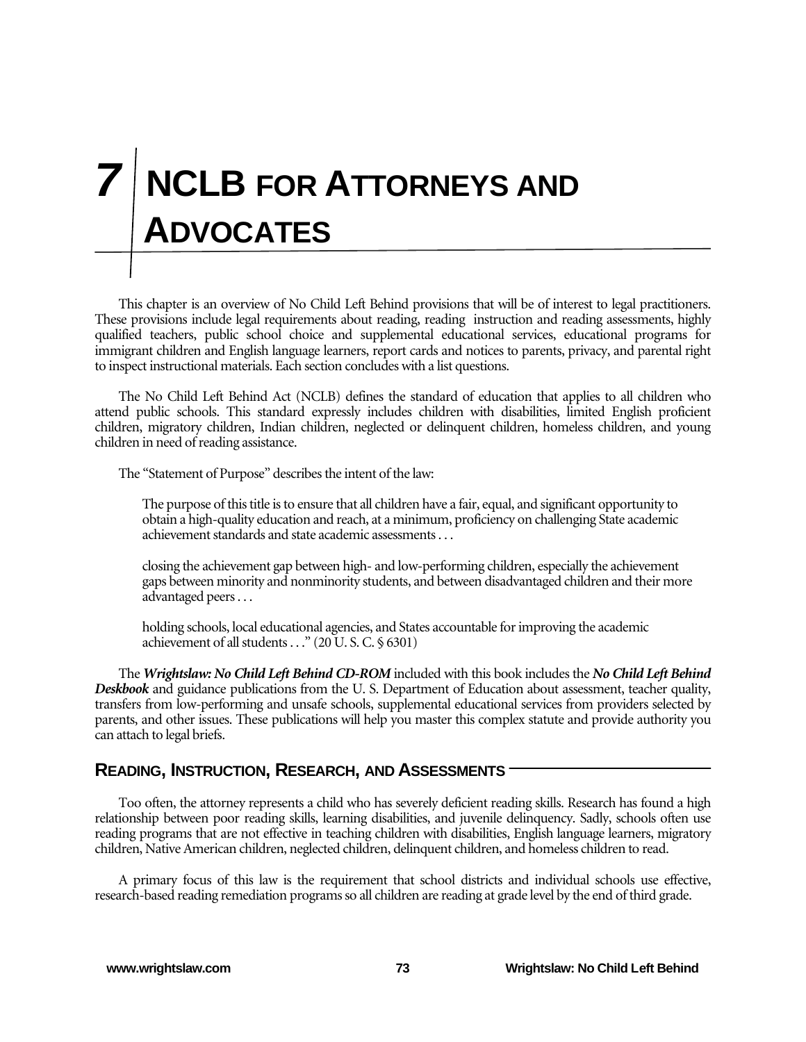# 7 NCLB FOR ATTORNEYS AND ADVOCATES

This chapter is an overview of No Child Left Behind provisions that will be of interest to legal practitioners. These provisions include legal requirements about reading, reading instruction and reading assessments, highly qualified teachers, public school choice and supplemental educational services, educational programs for immigrant children and English language learners, report cards and notices to parents, privacy, and parental right to inspect instructional materials. Each section concludes with a list questions.

The No Child Left Behind Act (NCLB) defines the standard of education that applies to all children who attend public schools. This standard expressly includes children with disabilities, limited English proficient children, migratory children, Indian children, neglected or delinquent children, homeless children, and young children in need of reading assistance.

The "Statement of Purpose" describes the intent of the law:

> The purpose of this title is to ensure that all children have a fair, equal, and significant opportunity to obtain a high-quality education and reach, at a minimum, proficiency on challenging State academic achievement standards and state academic assessments . . .
>
> closing the achievement gap between high- and low-performing children, especially the achievement gaps between minority and nonminority students, and between disadvantaged children and their more advantaged peers . . .
>
> holding schools, local educational agencies, and States accountable for improving the academic achievement of all students . . ." (20 U. S. C. § 6301)

The ***Wrightslaw: No Child Left Behind CD-ROM*** included with this book includes the ***No Child Left Behind Deskbook*** and guidance publications from the U. S. Department of Education about assessment, teacher quality, transfers from low-performing and unsafe schools, supplemental educational services from providers selected by parents, and other issues. These publications will help you master this complex statute and provide authority you can attach to legal briefs.

## READING, INSTRUCTION, RESEARCH, AND ASSESSMENTS

Too often, the attorney represents a child who has severely deficient reading skills. Research has found a high relationship between poor reading skills, learning disabilities, and juvenile delinquency. Sadly, schools often use reading programs that are not effective in teaching children with disabilities, English language learners, migratory children, Native American children, neglected children, delinquent children, and homeless children to read.

A primary focus of this law is the requirement that school districts and individual schools use effective, research-based reading remediation programs so all children are reading at grade level by the end of third grade.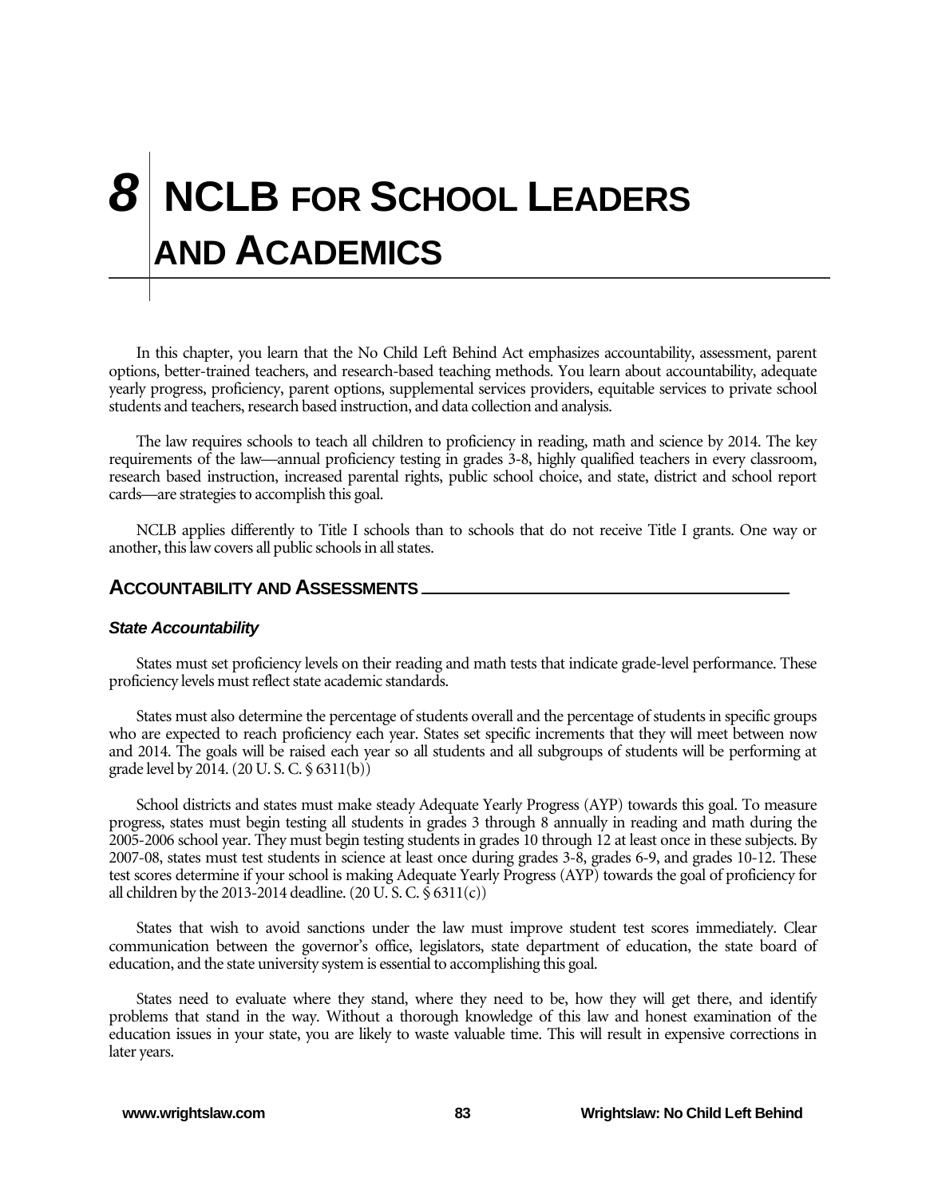# 8 NCLB FOR SCHOOL LEADERS AND ACADEMICS

In this chapter, you learn that the No Child Left Behind Act emphasizes accountability, assessment, parent options, better-trained teachers, and research-based teaching methods. You learn about accountability, adequate yearly progress, proficiency, parent options, supplemental services providers, equitable services to private school students and teachers, research based instruction, and data collection and analysis.

The law requires schools to teach all children to proficiency in reading, math and science by 2014. The key requirements of the law—annual proficiency testing in grades 3-8, highly qualified teachers in every classroom, research based instruction, increased parental rights, public school choice, and state, district and school report cards—are strategies to accomplish this goal.

NCLB applies differently to Title I schools than to schools that do not receive Title I grants. One way or another, this law covers all public schools in all states.

## ACCOUNTABILITY AND ASSESSMENTS

### *State Accountability*

States must set proficiency levels on their reading and math tests that indicate grade-level performance. These proficiency levels must reflect state academic standards.

States must also determine the percentage of students overall and the percentage of students in specific groups who are expected to reach proficiency each year. States set specific increments that they will meet between now and 2014. The goals will be raised each year so all students and all subgroups of students will be performing at grade level by 2014. (20 U. S. C. § 6311(b))

School districts and states must make steady Adequate Yearly Progress (AYP) towards this goal. To measure progress, states must begin testing all students in grades 3 through 8 annually in reading and math during the 2005-2006 school year. They must begin testing students in grades 10 through 12 at least once in these subjects. By 2007-08, states must test students in science at least once during grades 3-8, grades 6-9, and grades 10-12. These test scores determine if your school is making Adequate Yearly Progress (AYP) towards the goal of proficiency for all children by the 2013-2014 deadline. (20 U. S. C. § 6311(c))

States that wish to avoid sanctions under the law must improve student test scores immediately. Clear communication between the governor's office, legislators, state department of education, the state board of education, and the state university system is essential to accomplishing this goal.

States need to evaluate where they stand, where they need to be, how they will get there, and identify problems that stand in the way. Without a thorough knowledge of this law and honest examination of the education issues in your state, you are likely to waste valuable time. This will result in expensive corrections in later years.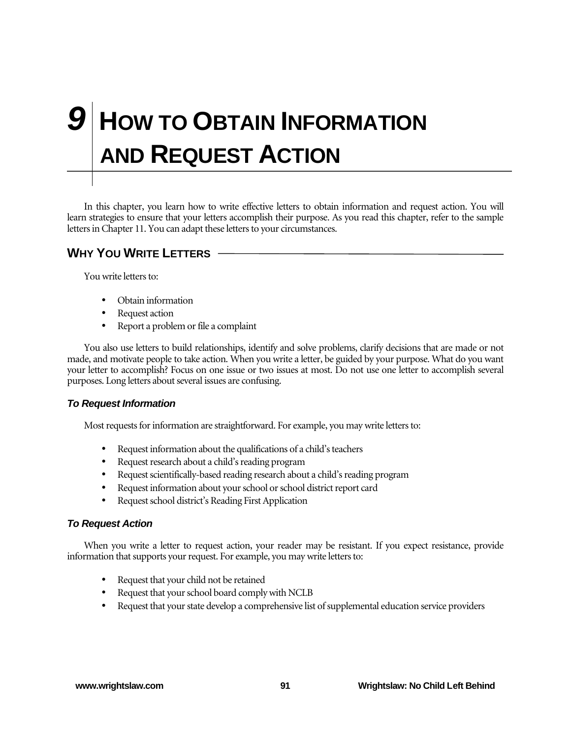# 9 How to Obtain Information and Request Action

In this chapter, you learn how to write effective letters to obtain information and request action. You will learn strategies to ensure that your letters accomplish their purpose. As you read this chapter, refer to the sample letters in Chapter 11. You can adapt these letters to your circumstances.

## Why You Write Letters

You write letters to:

- Obtain information
- Request action
- Report a problem or file a complaint

You also use letters to build relationships, identify and solve problems, clarify decisions that are made or not made, and motivate people to take action. When you write a letter, be guided by your purpose. What do you want your letter to accomplish? Focus on one issue or two issues at most. Do not use one letter to accomplish several purposes. Long letters about several issues are confusing.

### *To Request Information*

Most requests for information are straightforward. For example, you may write letters to:

- Request information about the qualifications of a child's teachers
- Request research about a child's reading program
- Request scientifically-based reading research about a child's reading program
- Request information about your school or school district report card
- Request school district's Reading First Application

### *To Request Action*

When you write a letter to request action, your reader may be resistant. If you expect resistance, provide information that supports your request. For example, you may write letters to:

- Request that your child not be retained
- Request that your school board comply with NCLB
- Request that your state develop a comprehensive list of supplemental education service providers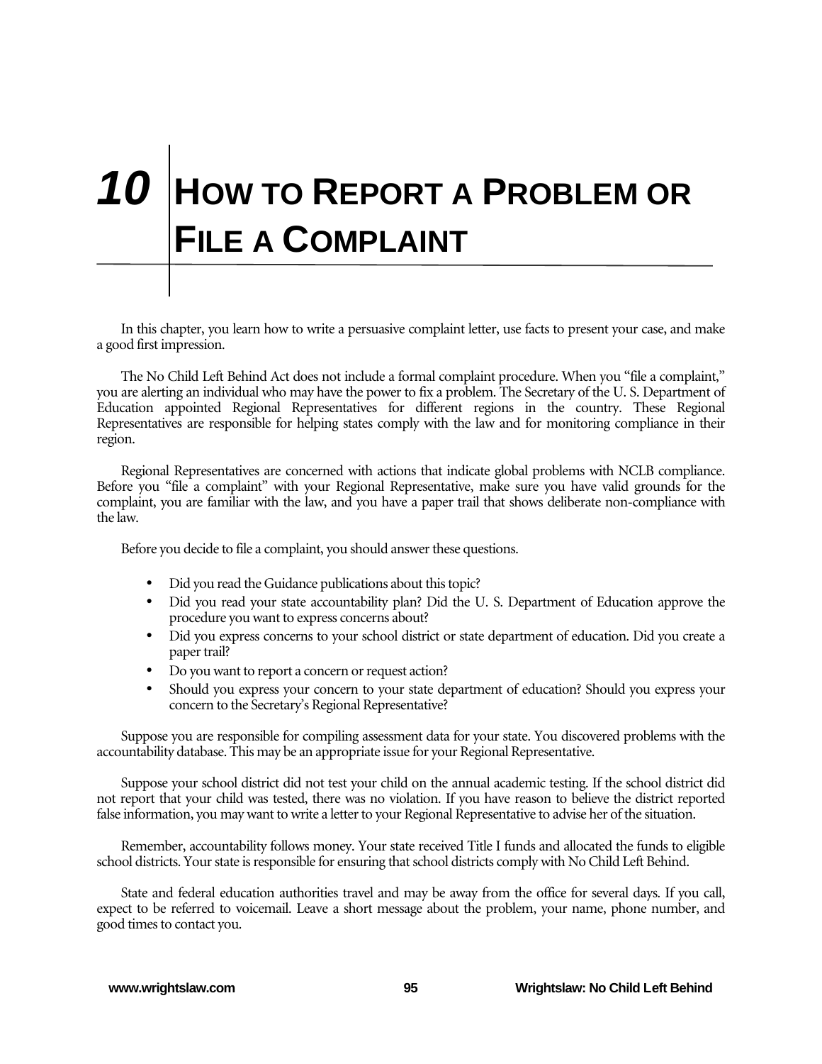# 10 How to Report a Problem or File a Complaint

In this chapter, you learn how to write a persuasive complaint letter, use facts to present your case, and make a good first impression.

The No Child Left Behind Act does not include a formal complaint procedure. When you "file a complaint," you are alerting an individual who may have the power to fix a problem. The Secretary of the U. S. Department of Education appointed Regional Representatives for different regions in the country. These Regional Representatives are responsible for helping states comply with the law and for monitoring compliance in their region.

Regional Representatives are concerned with actions that indicate global problems with NCLB compliance. Before you "file a complaint" with your Regional Representative, make sure you have valid grounds for the complaint, you are familiar with the law, and you have a paper trail that shows deliberate non-compliance with the law.

Before you decide to file a complaint, you should answer these questions.

- Did you read the Guidance publications about this topic?
- Did you read your state accountability plan? Did the U. S. Department of Education approve the procedure you want to express concerns about?
- Did you express concerns to your school district or state department of education. Did you create a paper trail?
- Do you want to report a concern or request action?
- Should you express your concern to your state department of education? Should you express your concern to the Secretary's Regional Representative?

Suppose you are responsible for compiling assessment data for your state. You discovered problems with the accountability database. This may be an appropriate issue for your Regional Representative.

Suppose your school district did not test your child on the annual academic testing. If the school district did not report that your child was tested, there was no violation. If you have reason to believe the district reported false information, you may want to write a letter to your Regional Representative to advise her of the situation.

Remember, accountability follows money. Your state received Title I funds and allocated the funds to eligible school districts. Your state is responsible for ensuring that school districts comply with No Child Left Behind.

State and federal education authorities travel and may be away from the office for several days. If you call, expect to be referred to voicemail. Leave a short message about the problem, your name, phone number, and good times to contact you.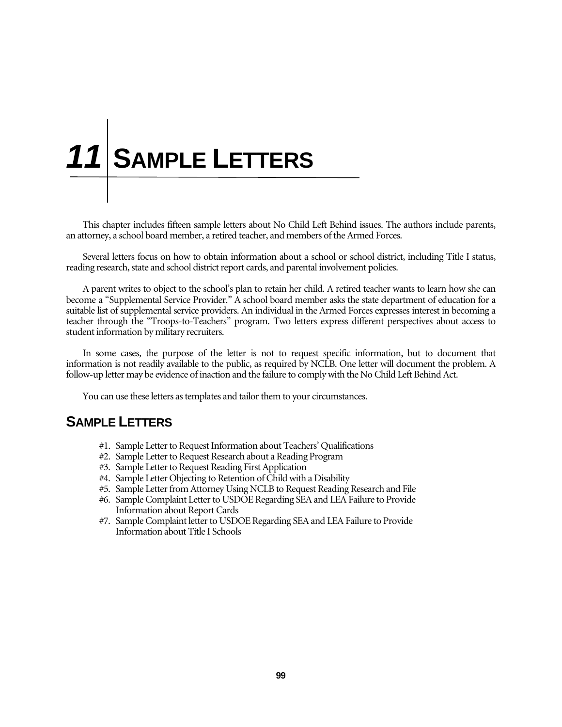# 11 SAMPLE LETTERS

This chapter includes fifteen sample letters about No Child Left Behind issues. The authors include parents, an attorney, a school board member, a retired teacher, and members of the Armed Forces.

Several letters focus on how to obtain information about a school or school district, including Title I status, reading research, state and school district report cards, and parental involvement policies.

A parent writes to object to the school's plan to retain her child. A retired teacher wants to learn how she can become a "Supplemental Service Provider." A school board member asks the state department of education for a suitable list of supplemental service providers. An individual in the Armed Forces expresses interest in becoming a teacher through the "Troops-to-Teachers" program. Two letters express different perspectives about access to student information by military recruiters.

In some cases, the purpose of the letter is not to request specific information, but to document that information is not readily available to the public, as required by NCLB. One letter will document the problem. A follow-up letter may be evidence of inaction and the failure to comply with the No Child Left Behind Act.

You can use these letters as templates and tailor them to your circumstances.

## SAMPLE LETTERS

- #1. Sample Letter to Request Information about Teachers' Qualifications
- #2. Sample Letter to Request Research about a Reading Program
- #3. Sample Letter to Request Reading First Application
- #4. Sample Letter Objecting to Retention of Child with a Disability
- #5. Sample Letter from Attorney Using NCLB to Request Reading Research and File
- #6. Sample Complaint Letter to USDOE Regarding SEA and LEA Failure to Provide Information about Report Cards
- #7. Sample Complaint letter to USDOE Regarding SEA and LEA Failure to Provide Information about Title I Schools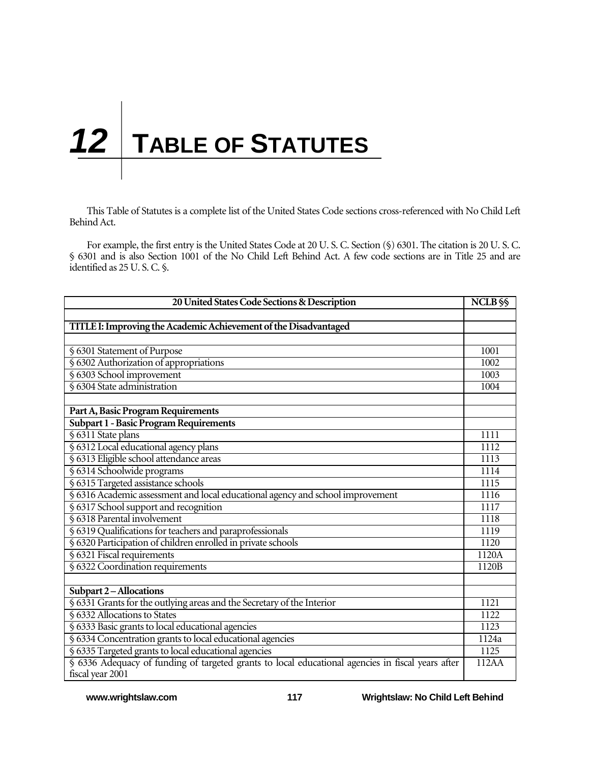# 12 TABLE OF STATUTES

This Table of Statutes is a complete list of the United States Code sections cross-referenced with No Child Left Behind Act.

For example, the first entry is the United States Code at 20 U. S. C. Section (§) 6301. The citation is 20 U. S. C. § 6301 and is also Section 1001 of the No Child Left Behind Act. A few code sections are in Title 25 and are identified as 25 U. S. C. §.

| 20 United States Code Sections & Description | NCLB §§ |
|---|---|
| | |
| **TITLE I: Improving the Academic Achievement of the Disadvantaged** | |
| | |
| § 6301 Statement of Purpose | 1001 |
| § 6302 Authorization of appropriations | 1002 |
| § 6303 School improvement | 1003 |
| § 6304 State administration | 1004 |
| | |
| **Part A, Basic Program Requirements** | |
| **Subpart 1 - Basic Program Requirements** | |
| § 6311 State plans | 1111 |
| § 6312 Local educational agency plans | 1112 |
| § 6313 Eligible school attendance areas | 1113 |
| § 6314 Schoolwide programs | 1114 |
| § 6315 Targeted assistance schools | 1115 |
| § 6316 Academic assessment and local educational agency and school improvement | 1116 |
| § 6317 School support and recognition | 1117 |
| § 6318 Parental involvement | 1118 |
| § 6319 Qualifications for teachers and paraprofessionals | 1119 |
| § 6320 Participation of children enrolled in private schools | 1120 |
| § 6321 Fiscal requirements | 1120A |
| § 6322 Coordination requirements | 1120B |
| | |
| **Subpart 2 – Allocations** | |
| § 6331 Grants for the outlying areas and the Secretary of the Interior | 1121 |
| § 6332 Allocations to States | 1122 |
| § 6333 Basic grants to local educational agencies | 1123 |
| § 6334 Concentration grants to local educational agencies | 1124a |
| § 6335 Targeted grants to local educational agencies | 1125 |
| § 6336 Adequacy of funding of targeted grants to local educational agencies in fiscal years after fiscal year 2001 | 112AA |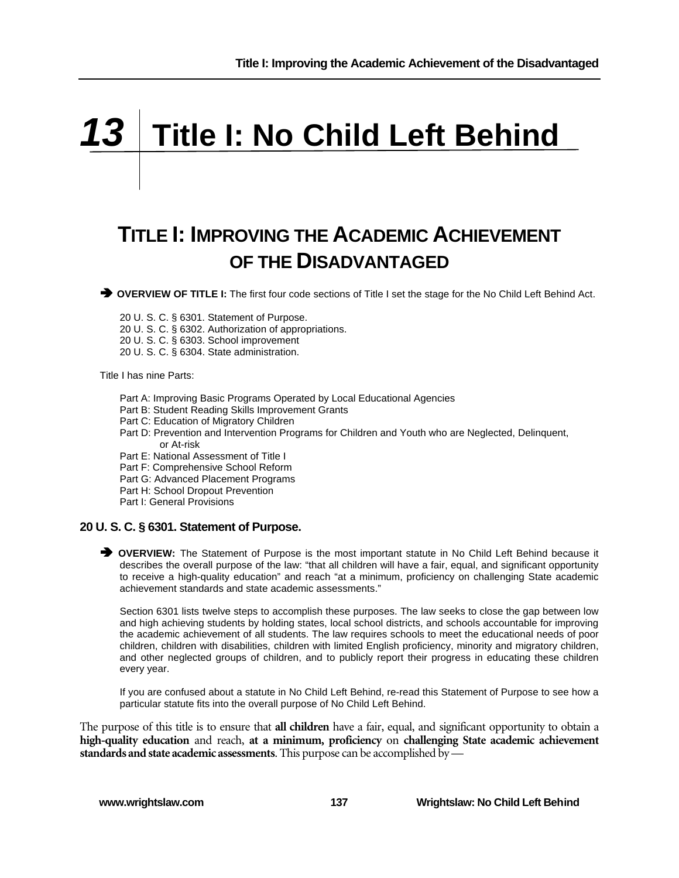# 13 Title I: No Child Left Behind

## TITLE I: IMPROVING THE ACADEMIC ACHIEVEMENT OF THE DISADVANTAGED

➔ **OVERVIEW OF TITLE I:** The first four code sections of Title I set the stage for the No Child Left Behind Act.

20 U. S. C. § 6301. Statement of Purpose.
20 U. S. C. § 6302. Authorization of appropriations.
20 U. S. C. § 6303. School improvement
20 U. S. C. § 6304. State administration.

Title I has nine Parts:

Part A: Improving Basic Programs Operated by Local Educational Agencies
Part B: Student Reading Skills Improvement Grants
Part C: Education of Migratory Children
Part D: Prevention and Intervention Programs for Children and Youth who are Neglected, Delinquent, or At-risk
Part E: National Assessment of Title I
Part F: Comprehensive School Reform
Part G: Advanced Placement Programs
Part H: School Dropout Prevention
Part I: General Provisions

### 20 U. S. C. § 6301. Statement of Purpose.

➔ **OVERVIEW:** The Statement of Purpose is the most important statute in No Child Left Behind because it describes the overall purpose of the law: "that all children will have a fair, equal, and significant opportunity to receive a high-quality education" and reach "at a minimum, proficiency on challenging State academic achievement standards and state academic assessments."

Section 6301 lists twelve steps to accomplish these purposes. The law seeks to close the gap between low and high achieving students by holding states, local school districts, and schools accountable for improving the academic achievement of all students. The law requires schools to meet the educational needs of poor children, children with disabilities, children with limited English proficiency, minority and migratory children, and other neglected groups of children, and to publicly report their progress in educating these children every year.

If you are confused about a statute in No Child Left Behind, re-read this Statement of Purpose to see how a particular statute fits into the overall purpose of No Child Left Behind.

The purpose of this title is to ensure that **all children** have a fair, equal, and significant opportunity to obtain a **high-quality education** and reach, **at a minimum, proficiency** on **challenging State academic achievement standards and state academic assessments**. This purpose can be accomplished by —